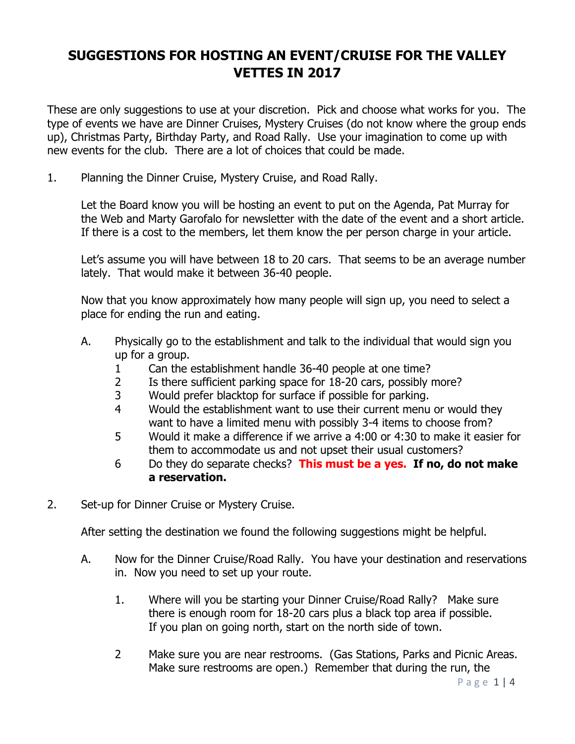# SUGGESTIONS FOR HOSTING AN EVENT/CRUISE FOR THE VALLEY VETTES IN 2017

These are only suggestions to use at your discretion. Pick and choose what works for you. The type of events we have are Dinner Cruises, Mystery Cruises (do not know where the group ends up), Christmas Party, Birthday Party, and Road Rally. Use your imagination to come up with new events for the club. There are a lot of choices that could be made.

1. Planning the Dinner Cruise, Mystery Cruise, and Road Rally.

   Let the Board know you will be hosting an event to put on the Agenda, Pat Murray for the Web and Marty Garofalo for newsletter with the date of the event and a short article. If there is a cost to the members, let them know the per person charge in your article.

   Let's assume you will have between 18 to 20 cars. That seems to be an average number lately. That would make it between 36-40 people.

   Now that you know approximately how many people will sign up, you need to select a place for ending the run and eating.

   A. Physically go to the establishment and talk to the individual that would sign you up for a group.
      1 Can the establishment handle 36-40 people at one time?
      2 Is there sufficient parking space for 18-20 cars, possibly more?
      3 Would prefer blacktop for surface if possible for parking.
      4 Would the establishment want to use their current menu or would they want to have a limited menu with possibly 3-4 items to choose from?
      5 Would it make a difference if we arrive a 4:00 or 4:30 to make it easier for them to accommodate us and not upset their usual customers?
      6 Do they do separate checks? **This must be a yes. If no, do not make a reservation.**

2. Set-up for Dinner Cruise or Mystery Cruise.

   After setting the destination we found the following suggestions might be helpful.

   A. Now for the Dinner Cruise/Road Rally. You have your destination and reservations in. Now you need to set up your route.

      1. Where will you be starting your Dinner Cruise/Road Rally? Make sure there is enough room for 18-20 cars plus a black top area if possible. If you plan on going north, start on the north side of town.

      2 Make sure you are near restrooms. (Gas Stations, Parks and Picnic Areas. Make sure restrooms are open.) Remember that during the run, the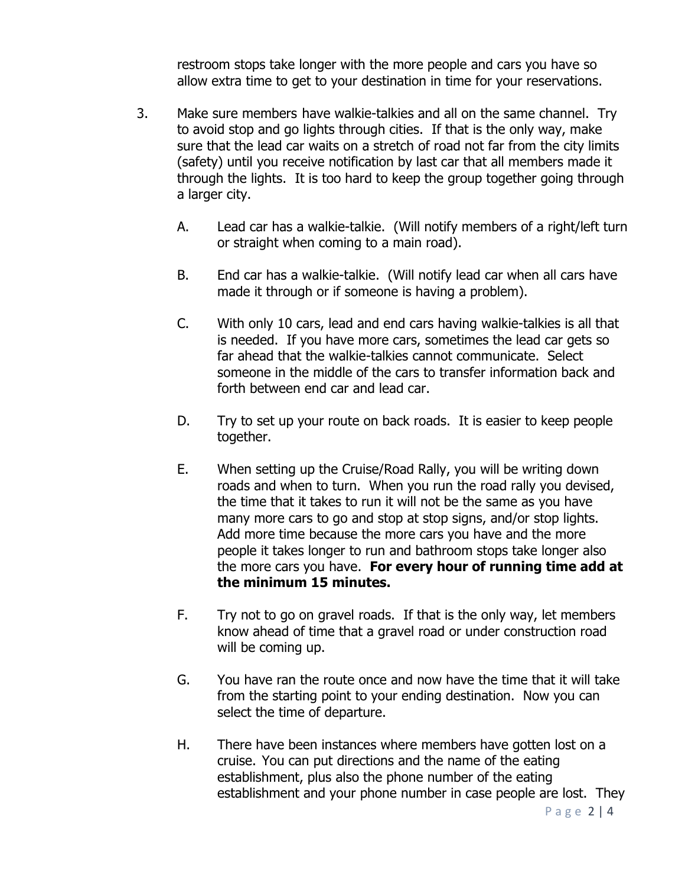restroom stops take longer with the more people and cars you have so allow extra time to get to your destination in time for your reservations.

3. Make sure members have walkie-talkies and all on the same channel. Try to avoid stop and go lights through cities. If that is the only way, make sure that the lead car waits on a stretch of road not far from the city limits (safety) until you receive notification by last car that all members made it through the lights. It is too hard to keep the group together going through a larger city.

   A. Lead car has a walkie-talkie. (Will notify members of a right/left turn or straight when coming to a main road).

   B. End car has a walkie-talkie. (Will notify lead car when all cars have made it through or if someone is having a problem).

   C. With only 10 cars, lead and end cars having walkie-talkies is all that is needed. If you have more cars, sometimes the lead car gets so far ahead that the walkie-talkies cannot communicate. Select someone in the middle of the cars to transfer information back and forth between end car and lead car.

   D. Try to set up your route on back roads. It is easier to keep people together.

   E. When setting up the Cruise/Road Rally, you will be writing down roads and when to turn. When you run the road rally you devised, the time that it takes to run it will not be the same as you have many more cars to go and stop at stop signs, and/or stop lights. Add more time because the more cars you have and the more people it takes longer to run and bathroom stops take longer also the more cars you have. **For every hour of running time add at the minimum 15 minutes.**

   F. Try not to go on gravel roads. If that is the only way, let members know ahead of time that a gravel road or under construction road will be coming up.

   G. You have ran the route once and now have the time that it will take from the starting point to your ending destination. Now you can select the time of departure.

   H. There have been instances where members have gotten lost on a cruise. You can put directions and the name of the eating establishment, plus also the phone number of the eating establishment and your phone number in case people are lost. They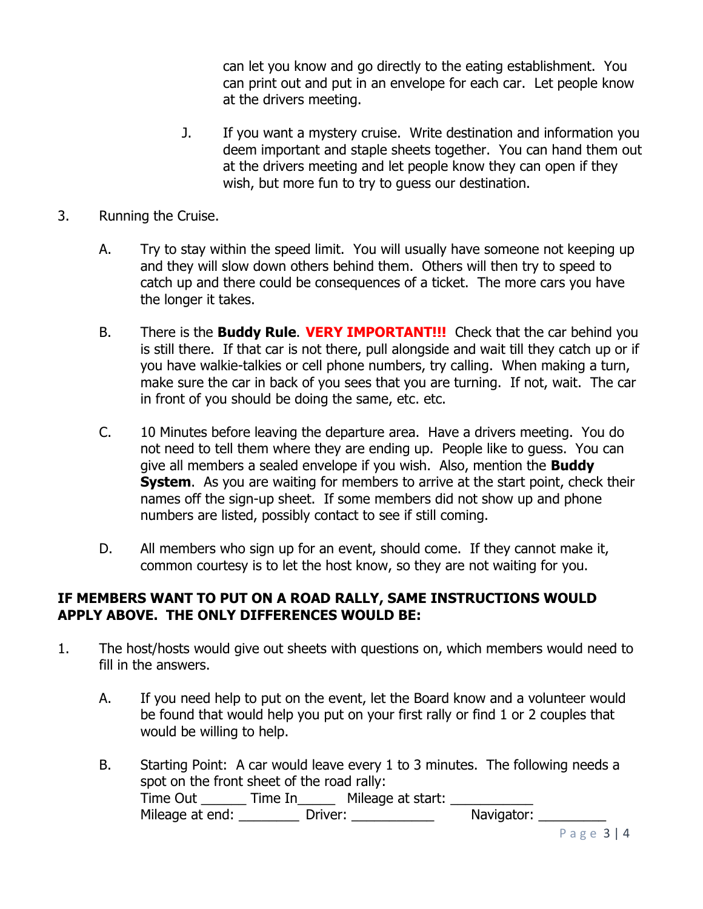can let you know and go directly to the eating establishment. You can print out and put in an envelope for each car. Let people know at the drivers meeting.

J. If you want a mystery cruise. Write destination and information you deem important and staple sheets together. You can hand them out at the drivers meeting and let people know they can open if they wish, but more fun to try to guess our destination.

3. Running the Cruise.

A. Try to stay within the speed limit. You will usually have someone not keeping up and they will slow down others behind them. Others will then try to speed to catch up and there could be consequences of a ticket. The more cars you have the longer it takes.

B. There is the **Buddy Rule**. **VERY IMPORTANT!!!** Check that the car behind you is still there. If that car is not there, pull alongside and wait till they catch up or if you have walkie-talkies or cell phone numbers, try calling. When making a turn, make sure the car in back of you sees that you are turning. If not, wait. The car in front of you should be doing the same, etc. etc.

C. 10 Minutes before leaving the departure area. Have a drivers meeting. You do not need to tell them where they are ending up. People like to guess. You can give all members a sealed envelope if you wish. Also, mention the **Buddy System**. As you are waiting for members to arrive at the start point, check their names off the sign-up sheet. If some members did not show up and phone numbers are listed, possibly contact to see if still coming.

D. All members who sign up for an event, should come. If they cannot make it, common courtesy is to let the host know, so they are not waiting for you.

**IF MEMBERS WANT TO PUT ON A ROAD RALLY, SAME INSTRUCTIONS WOULD APPLY ABOVE. THE ONLY DIFFERENCES WOULD BE:**

1. The host/hosts would give out sheets with questions on, which members would need to fill in the answers.

A. If you need help to put on the event, let the Board know and a volunteer would be found that would help you put on your first rally or find 1 or 2 couples that would be willing to help.

B. Starting Point: A car would leave every 1 to 3 minutes. The following needs a spot on the front sheet of the road rally:
Time Out ______ Time In_____ Mileage at start: ___________
Mileage at end: ________ Driver: ___________ Navigator: _________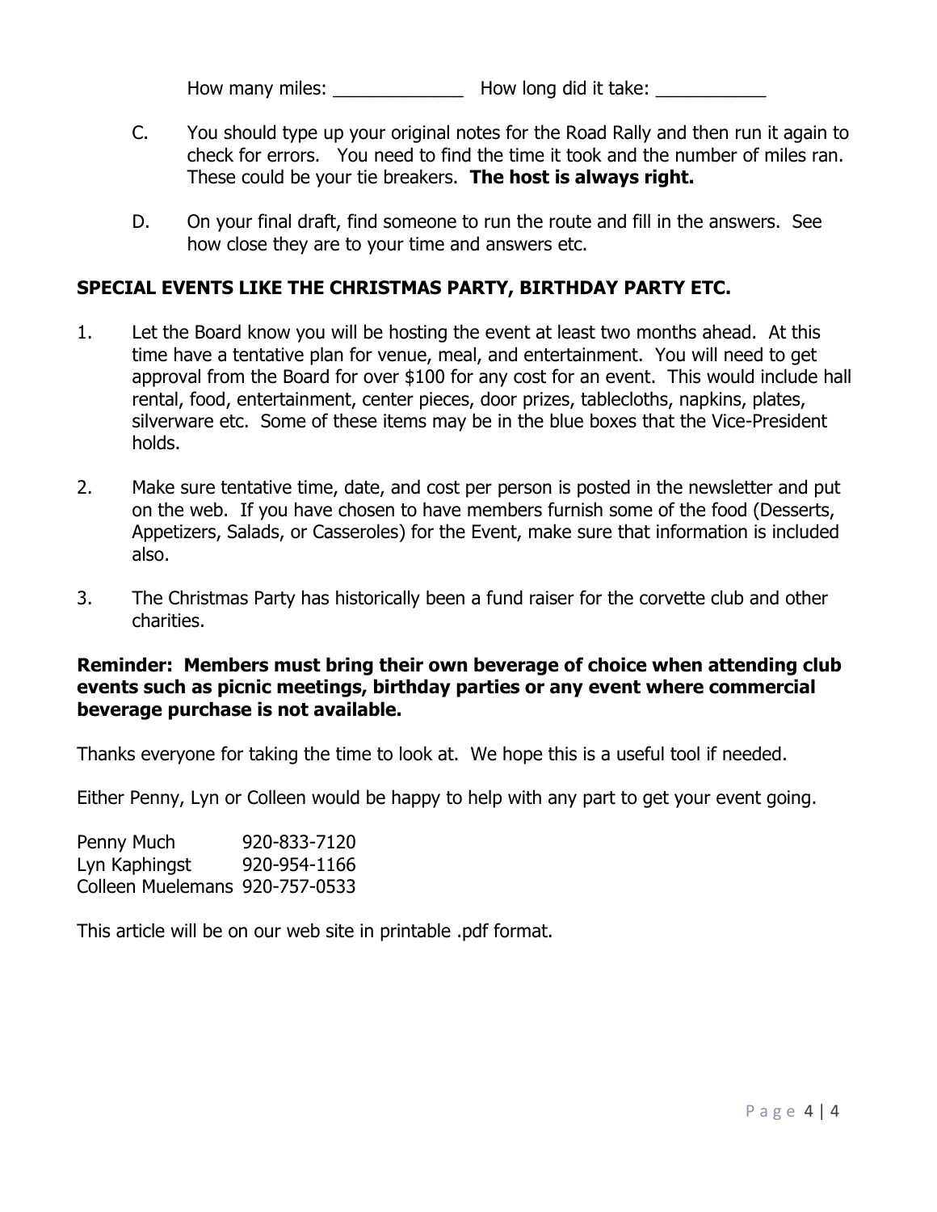How many miles: _____________ How long did it take: ___________

C. You should type up your original notes for the Road Rally and then run it again to check for errors. You need to find the time it took and the number of miles ran. These could be your tie breakers. **The host is always right.**

D. On your final draft, find someone to run the route and fill in the answers. See how close they are to your time and answers etc.

**SPECIAL EVENTS LIKE THE CHRISTMAS PARTY, BIRTHDAY PARTY ETC.**

1. Let the Board know you will be hosting the event at least two months ahead. At this time have a tentative plan for venue, meal, and entertainment. You will need to get approval from the Board for over $100 for any cost for an event. This would include hall rental, food, entertainment, center pieces, door prizes, tablecloths, napkins, plates, silverware etc. Some of these items may be in the blue boxes that the Vice-President holds.

2. Make sure tentative time, date, and cost per person is posted in the newsletter and put on the web. If you have chosen to have members furnish some of the food (Desserts, Appetizers, Salads, or Casseroles) for the Event, make sure that information is included also.

3. The Christmas Party has historically been a fund raiser for the corvette club and other charities.

**Reminder: Members must bring their own beverage of choice when attending club events such as picnic meetings, birthday parties or any event where commercial beverage purchase is not available.**

Thanks everyone for taking the time to look at. We hope this is a useful tool if needed.

Either Penny, Lyn or Colleen would be happy to help with any part to get your event going.

Penny Much 920-833-7120
Lyn Kaphingst 920-954-1166
Colleen Muelemans 920-757-0533

This article will be on our web site in printable .pdf format.